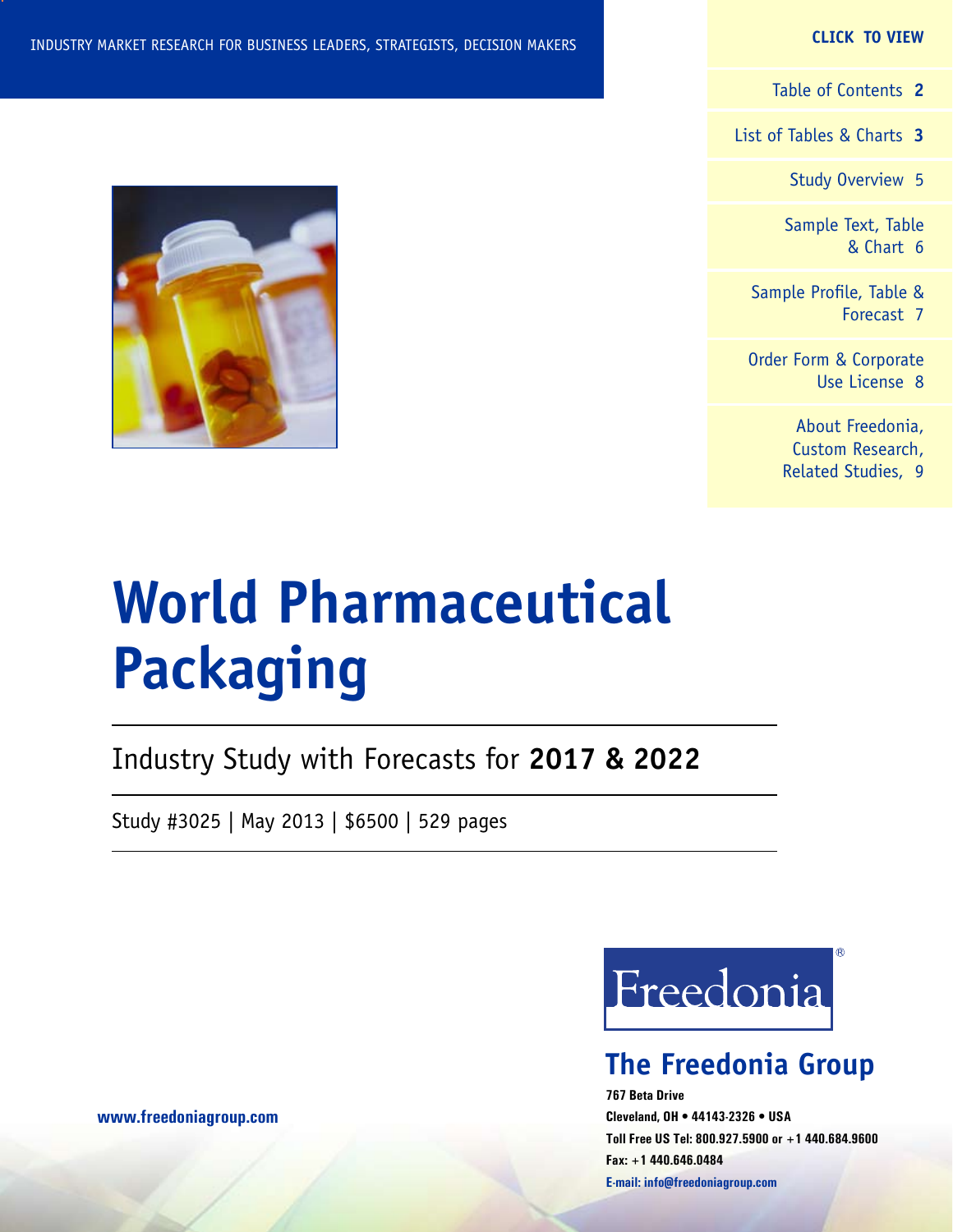INDUSTRY MARKET RESEARCH FOR BUSINESS LEADERS, STRATEGISTS, DECISION MAKERS

**CLICK TO VIEW**

- Table of Contents **2**
- List of Tables & Charts **3**
- Study Overview 5
- Sample Text, Table & Chart 6
- Sample Profile, Table & Forecast 7
- Order Form & Corporate Use License 8
- About Freedonia, Custom Research, Related Studies, 9

# World Pharmaceutical Packaging

Industry Study with Forecasts for **2017 & 2022**

Study #3025 | May 2013 | $6500 | 529 pages

Freedonia®

## The Freedonia Group

**767 Beta Drive**
**Cleveland, OH • 44143-2326 • USA**
**Toll Free US Tel: 800.927.5900 or +1 440.684.9600**
**Fax: +1 440.646.0484**
**E-mail: info@freedoniagroup.com**

**www.freedoniagroup.com**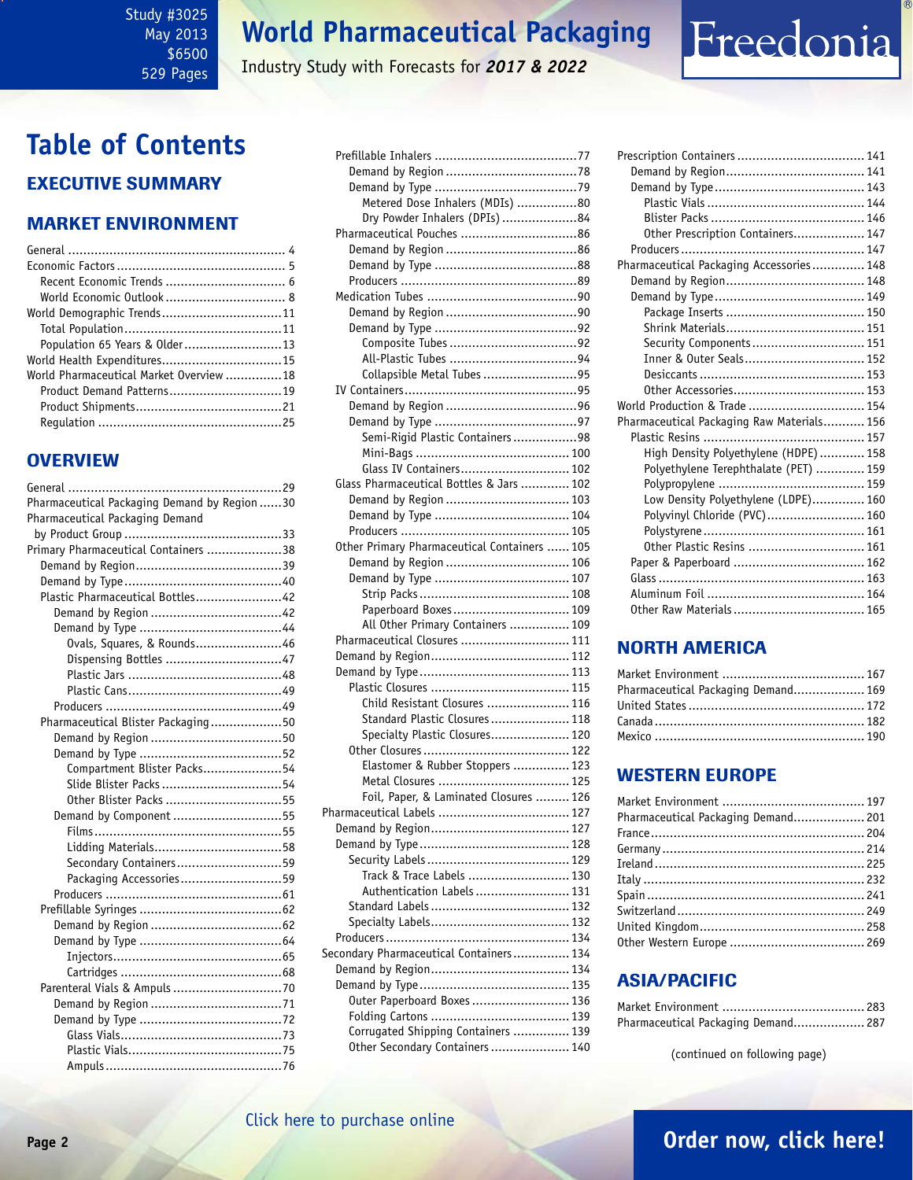# Table of Contents

## EXECUTIVE SUMMARY

## MARKET ENVIRONMENT

- General .......... 4
- Economic Factors .......... 5
  - Recent Economic Trends .......... 6
  - World Economic Outlook .......... 8
- World Demographic Trends .......... 11
  - Total Population .......... 11
  - Population 65 Years & Older .......... 13
- World Health Expenditures .......... 15
- World Pharmaceutical Market Overview .......... 18
  - Product Demand Patterns .......... 19
  - Product Shipments .......... 21
  - Regulation .......... 25

## OVERVIEW

- General .......... 29
- Pharmaceutical Packaging Demand by Region .......... 30
- Pharmaceutical Packaging Demand by Product Group .......... 33
- Primary Pharmaceutical Containers .......... 38
  - Demand by Region .......... 39
  - Demand by Type .......... 40
  - Plastic Pharmaceutical Bottles .......... 42
    - Demand by Region .......... 42
    - Demand by Type .......... 44
      - Ovals, Squares, & Rounds .......... 46
      - Dispensing Bottles .......... 47
      - Plastic Jars .......... 48
      - Plastic Cans .......... 49
    - Producers .......... 49
  - Pharmaceutical Blister Packaging .......... 50
    - Demand by Region .......... 50
    - Demand by Type .......... 52
      - Compartment Blister Packs .......... 54
      - Slide Blister Packs .......... 54
      - Other Blister Packs .......... 55
    - Demand by Component .......... 55
      - Films .......... 55
      - Lidding Materials .......... 58
      - Secondary Containers .......... 59
      - Packaging Accessories .......... 59
    - Producers .......... 61
  - Prefillable Syringes .......... 62
    - Demand by Region .......... 62
    - Demand by Type .......... 64
      - Injectors .......... 65
      - Cartridges .......... 68
  - Parenteral Vials & Ampuls .......... 70
    - Demand by Region .......... 71
    - Demand by Type .......... 72
      - Glass Vials .......... 73
      - Plastic Vials .......... 75
      - Ampuls .......... 76
  - Prefillable Inhalers .......... 77
    - Demand by Region .......... 78
    - Demand by Type .......... 79
      - Metered Dose Inhalers (MDIs) .......... 80
      - Dry Powder Inhalers (DPIs) .......... 84
  - Pharmaceutical Pouches .......... 86
    - Demand by Region .......... 86
    - Demand by Type .......... 88
    - Producers .......... 89
  - Medication Tubes .......... 90
    - Demand by Region .......... 90
    - Demand by Type .......... 92
      - Composite Tubes .......... 92
      - All-Plastic Tubes .......... 94
      - Collapsible Metal Tubes .......... 95
  - IV Containers .......... 95
    - Demand by Region .......... 96
    - Demand by Type .......... 97
      - Semi-Rigid Plastic Containers .......... 98
      - Mini-Bags .......... 100
      - Glass IV Containers .......... 102
  - Glass Pharmaceutical Bottles & Jars .......... 102
    - Demand by Region .......... 103
    - Demand by Type .......... 104
    - Producers .......... 105
  - Other Primary Pharmaceutical Containers .......... 105
    - Demand by Region .......... 106
    - Demand by Type .......... 107
      - Strip Packs .......... 108
      - Paperboard Boxes .......... 109
      - All Other Primary Containers .......... 109
  - Pharmaceutical Closures .......... 111
  - Demand by Region .......... 112
  - Demand by Type .......... 113
    - Plastic Closures .......... 115
      - Child Resistant Closures .......... 116
      - Standard Plastic Closures .......... 118
      - Specialty Plastic Closures .......... 120
    - Other Closures .......... 122
      - Elastomer & Rubber Stoppers .......... 123
      - Metal Closures .......... 125
      - Foil, Paper, & Laminated Closures .......... 126
- Pharmaceutical Labels .......... 127
  - Demand by Region .......... 127
  - Demand by Type .......... 128
    - Security Labels .......... 129
      - Track & Trace Labels .......... 130
      - Authentication Labels .......... 131
    - Standard Labels .......... 132
    - Specialty Labels .......... 132
  - Producers .......... 134
- Secondary Pharmaceutical Containers .......... 134
  - Demand by Region .......... 134
  - Demand by Type .......... 135
    - Outer Paperboard Boxes .......... 136
    - Folding Cartons .......... 139
    - Corrugated Shipping Containers .......... 139
    - Other Secondary Containers .......... 140
- Prescription Containers .......... 141
  - Demand by Region .......... 141
  - Demand by Type .......... 143
    - Plastic Vials .......... 144
    - Blister Packs .......... 146
    - Other Prescription Containers .......... 147
  - Producers .......... 147
- Pharmaceutical Packaging Accessories .......... 148
  - Demand by Region .......... 148
  - Demand by Type .......... 149
    - Package Inserts .......... 150
    - Shrink Materials .......... 151
    - Security Components .......... 151
    - Inner & Outer Seals .......... 152
    - Desiccants .......... 153
    - Other Accessories .......... 153
- World Production & Trade .......... 154
- Pharmaceutical Packaging Raw Materials .......... 156
  - Plastic Resins .......... 157
    - High Density Polyethylene (HDPE) .......... 158
    - Polyethylene Terephthalate (PET) .......... 159
    - Polypropylene .......... 159
    - Low Density Polyethylene (LDPE) .......... 160
    - Polyvinyl Chloride (PVC) .......... 160
    - Polystyrene .......... 161
    - Other Plastic Resins .......... 161
  - Paper & Paperboard .......... 162
  - Glass .......... 163
  - Aluminum Foil .......... 164
  - Other Raw Materials .......... 165

## NORTH AMERICA

- Market Environment .......... 167
- Pharmaceutical Packaging Demand .......... 169
- United States .......... 172
- Canada .......... 182
- Mexico .......... 190

## WESTERN EUROPE

- Market Environment .......... 197
- Pharmaceutical Packaging Demand .......... 201
- France .......... 204
- Germany .......... 214
- Ireland .......... 225
- Italy .......... 232
- Spain .......... 241
- Switzerland .......... 249
- United Kingdom .......... 258
- Other Western Europe .......... 269

## ASIA/PACIFIC

- Market Environment .......... 283
- Pharmaceutical Packaging Demand .......... 287

(continued on following page)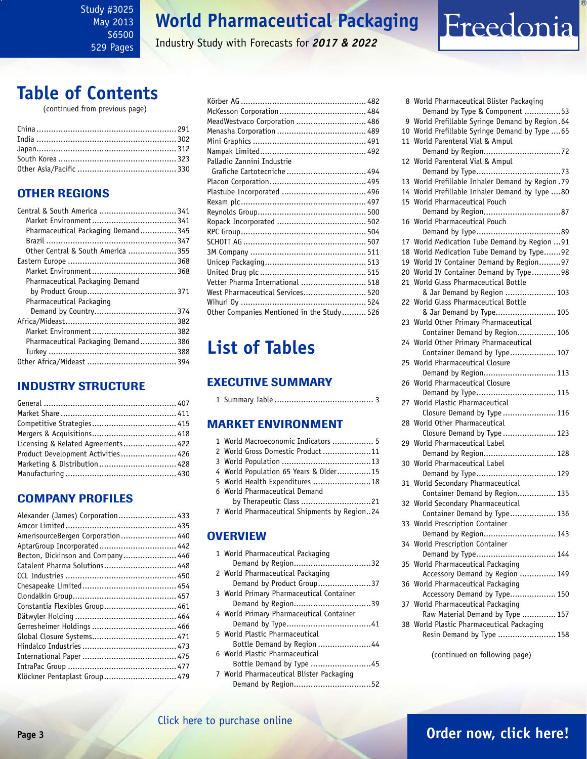# Table of Contents

(continued from previous page)

- China ........................................................ 291
- India ........................................................ 302
- Japan ........................................................ 312
- South Korea ................................................ 323
- Other Asia/Pacific ........................................ 330

## OTHER REGIONS

- Central & South America ............................... 341
  - Market Environment .................................. 341
  - Pharmaceutical Packaging Demand ............... 345
  - Brazil ..................................................... 347
  - Other Central & South America .................... 355
- Eastern Europe ............................................ 368
  - Market Environment .................................. 368
  - Pharmaceutical Packaging Demand by Product Group ..................................... 371
  - Pharmaceutical Packaging Demand by Country .................................. 374
- Africa/Mideast ............................................. 382
  - Market Environment .................................. 382
  - Pharmaceutical Packaging Demand ............... 386
  - Turkey .................................................... 388
- Other Africa/Mideast .................................... 394

## INDUSTRY STRUCTURE

- General ...................................................... 407
- Market Share ............................................... 411
- Competitive Strategies .................................. 415
- Mergers & Acquisitions .................................. 418
- Licensing & Related Agreements ...................... 422
- Product Development Activities ...................... 426
- Marketing & Distribution ............................... 428
- Manufacturing ............................................. 430

## COMPANY PROFILES

- Alexander (James) Corporation ........................ 433
- Amcor Limited ............................................. 435
- AmerisourceBergen Corporation ....................... 440
- AptarGroup Incorporated ............................... 442
- Becton, Dickinson and Company ...................... 446
- Catalent Pharma Solutions ............................. 448
- CCL Industries ............................................. 450
- Chesapeake Limited ...................................... 454
- Clondalkin Group .......................................... 457
- Constantia Flexibles Group ............................. 461
- Dätwyler Holding .......................................... 464
- Gerresheimer Holdings .................................. 466
- Global Closure Systems .................................. 471
- Hindalco Industries ....................................... 473
- International Paper ....................................... 475
- IntraPac Group ............................................ 477
- Klöckner Pentaplast Group ............................. 479
- Körber AG ................................................... 482
- McKesson Corporation ................................... 484
- MeadWestvaco Corporation ............................ 486
- Menasha Corporation .................................... 489
- Mini Graphics .............................................. 491
- Nampak Limited ........................................... 492
- Palladio Zannini Industrie Grafiche Cartotecniche ................................ 494
- Placon Corporation ....................................... 495
- Plastube Incorporated ................................... 496
- Rexam plc ................................................... 497
- Reynolds Group ............................................ 500
- Ropack Incorporated ..................................... 502
- RPC Group ................................................... 504
- SCHOTT AG .................................................. 507
- 3M Company ................................................ 511
- Unicep Packaging .......................................... 513
- United Drug plc ........................................... 515
- Vetter Pharma International ........................... 518
- West Pharmaceutical Services .......................... 520
- Wihuri Oy ................................................... 524
- Other Companies Mentioned in the Study .......... 526

# List of Tables

## EXECUTIVE SUMMARY

1. Summary Table ........................................... 3

## MARKET ENVIRONMENT

1. World Macroeconomic Indicators ................. 5
2. World Gross Domestic Product .................... 11
3. World Population ..................................... 13
4. World Population 65 Years & Older .............. 15
5. World Health Expenditures ........................ 18
6. World Pharmaceutical Demand by Therapeutic Class ............................. 21
7. World Pharmaceutical Shipments by Region .. 24

## OVERVIEW

1. World Pharmaceutical Packaging Demand by Region ................................ 32
2. World Pharmaceutical Packaging Demand by Product Group ...................... 37
3. World Primary Pharmaceutical Container Demand by Region ................................ 39
4. World Primary Pharmaceutical Container Demand by Type ................................... 41
5. World Plastic Pharmaceutical Bottle Demand by Region ....................... 44
6. World Plastic Pharmaceutical Bottle Demand by Type .......................... 45
7. World Pharmaceutical Blister Packaging Demand by Region ................................ 52
8. World Pharmaceutical Blister Packaging Demand by Type & Component ............... 53
9. World Prefillable Syringe Demand by Region . 64
10. World Prefillable Syringe Demand by Type .... 65
11. World Parenteral Vial & Ampul Demand by Region ................................ 72
12. World Parenteral Vial & Ampul Demand by Type ................................... 73
13. World Prefillable Inhaler Demand by Region . 79
14. World Prefillable Inhaler Demand by Type .... 80
15. World Pharmaceutical Pouch Demand by Region ................................ 87
16. World Pharmaceutical Pouch Demand by Type ................................... 89
17. World Medication Tube Demand by Region ... 91
18. World Medication Tube Demand by Type ....... 92
19. World IV Container Demand by Region ......... 97
20. World IV Container Demand by Type ............ 98
21. World Glass Pharmaceutical Bottle & Jar Demand by Region ..................... 103
22. World Glass Pharmaceutical Bottle & Jar Demand by Type ......................... 105
23. World Other Primary Pharmaceutical Container Demand by Region ................ 106
24. World Other Primary Pharmaceutical Container Demand by Type ................... 107
25. World Pharmaceutical Closure Demand by Region .............................. 113
26. World Pharmaceutical Closure Demand by Type ................................. 115
27. World Plastic Pharmaceutical Closure Demand by Type ...................... 116
28. World Other Pharmaceutical Closure Demand by Type ...................... 123
29. World Pharmaceutical Label Demand by Region .............................. 128
30. World Pharmaceutical Label Demand by Type ................................. 129
31. World Secondary Pharmaceutical Container Demand by Region ................ 135
32. World Secondary Pharmaceutical Container Demand by Type ................... 136
33. World Prescription Container Demand by Region .............................. 143
34. World Prescription Container Demand by Type ................................. 144
35. World Pharmaceutical Packaging Accessory Demand by Region ............... 149
36. World Pharmaceutical Packaging Accessory Demand by Type ................... 150
37. World Pharmaceutical Packaging Raw Material Demand by Type .............. 157
38. World Plastic Pharmaceutical Packaging Resin Demand by Type ........................ 158

(continued on following page)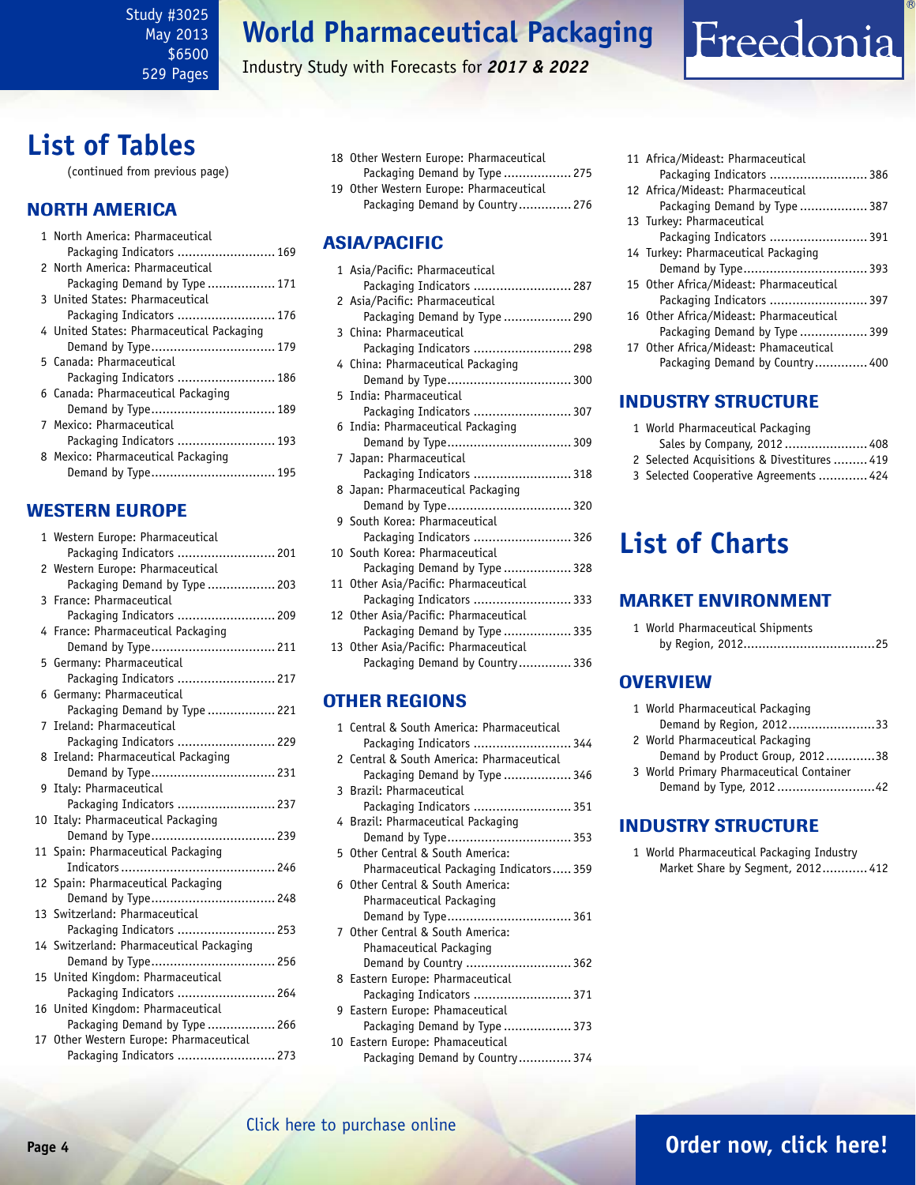# List of Tables

(continued from previous page)

## NORTH AMERICA

1. North America: Pharmaceutical Packaging Indicators .......................... 169
2. North America: Pharmaceutical Packaging Demand by Type .................. 171
3. United States: Pharmaceutical Packaging Indicators .......................... 176
4. United States: Pharmaceutical Packaging Demand by Type................................. 179
5. Canada: Pharmaceutical Packaging Indicators .......................... 186
6. Canada: Pharmaceutical Packaging Demand by Type................................. 189
7. Mexico: Pharmaceutical Packaging Indicators .......................... 193
8. Mexico: Pharmaceutical Packaging Demand by Type................................. 195

## WESTERN EUROPE

1. Western Europe: Pharmaceutical Packaging Indicators .......................... 201
2. Western Europe: Pharmaceutical Packaging Demand by Type .................. 203
3. France: Pharmaceutical Packaging Indicators .......................... 209
4. France: Pharmaceutical Packaging Demand by Type................................. 211
5. Germany: Pharmaceutical Packaging Indicators .......................... 217
6. Germany: Pharmaceutical Packaging Demand by Type .................. 221
7. Ireland: Pharmaceutical Packaging Indicators .......................... 229
8. Ireland: Pharmaceutical Packaging Demand by Type................................. 231
9. Italy: Pharmaceutical Packaging Indicators .......................... 237
10. Italy: Pharmaceutical Packaging Demand by Type................................. 239
11. Spain: Pharmaceutical Packaging Indicators......................................... 246
12. Spain: Pharmaceutical Packaging Demand by Type................................. 248
13. Switzerland: Pharmaceutical Packaging Indicators .......................... 253
14. Switzerland: Pharmaceutical Packaging Demand by Type................................. 256
15. United Kingdom: Pharmaceutical Packaging Indicators .......................... 264
16. United Kingdom: Pharmaceutical Packaging Demand by Type .................. 266
17. Other Western Europe: Pharmaceutical Packaging Indicators .......................... 273
18. Other Western Europe: Pharmaceutical Packaging Demand by Type .................. 275
19. Other Western Europe: Pharmaceutical Packaging Demand by Country.............. 276

## ASIA/PACIFIC

1. Asia/Pacific: Pharmaceutical Packaging Indicators .......................... 287
2. Asia/Pacific: Pharmaceutical Packaging Demand by Type .................. 290
3. China: Pharmaceutical Packaging Indicators .......................... 298
4. China: Pharmaceutical Packaging Demand by Type................................. 300
5. India: Pharmaceutical Packaging Indicators .......................... 307
6. India: Pharmaceutical Packaging Demand by Type................................. 309
7. Japan: Pharmaceutical Packaging Indicators .......................... 318
8. Japan: Pharmaceutical Packaging Demand by Type................................. 320
9. South Korea: Pharmaceutical Packaging Indicators .......................... 326
10. South Korea: Pharmaceutical Packaging Demand by Type .................. 328
11. Other Asia/Pacific: Pharmaceutical Packaging Indicators .......................... 333
12. Other Asia/Pacific: Pharmaceutical Packaging Demand by Type .................. 335
13. Other Asia/Pacific: Pharmaceutical Packaging Demand by Country.............. 336

## OTHER REGIONS

1. Central & South America: Pharmaceutical Packaging Indicators .......................... 344
2. Central & South America: Pharmaceutical Packaging Demand by Type .................. 346
3. Brazil: Pharmaceutical Packaging Indicators .......................... 351
4. Brazil: Pharmaceutical Packaging Demand by Type................................. 353
5. Other Central & South America: Pharmaceutical Packaging Indicators..... 359
6. Other Central & South America: Pharmaceutical Packaging Demand by Type................................. 361
7. Other Central & South America: Phamaceutical Packaging Demand by Country ........................... 362
8. Eastern Europe: Pharmaceutical Packaging Indicators .......................... 371
9. Eastern Europe: Phamaceutical Packaging Demand by Type .................. 373
10. Eastern Europe: Phamaceutical Packaging Demand by Country.............. 374
11. Africa/Mideast: Pharmaceutical Packaging Indicators .......................... 386
12. Africa/Mideast: Pharmaceutical Packaging Demand by Type .................. 387
13. Turkey: Pharmaceutical Packaging Indicators .......................... 391
14. Turkey: Pharmaceutical Packaging Demand by Type................................. 393
15. Other Africa/Mideast: Pharmaceutical Packaging Indicators .......................... 397
16. Other Africa/Mideast: Pharmaceutical Packaging Demand by Type .................. 399
17. Other Africa/Mideast: Phamaceutical Packaging Demand by Country.............. 400

## INDUSTRY STRUCTURE

1. World Pharmaceutical Packaging Sales by Company, 2012 ...................... 408
2. Selected Acquisitions & Divestitures ......... 419
3. Selected Cooperative Agreements ............. 424

# List of Charts

## MARKET ENVIRONMENT

1. World Pharmaceutical Shipments by Region, 2012...................................25

## OVERVIEW

1. World Pharmaceutical Packaging Demand by Region, 2012.......................33
2. World Pharmaceutical Packaging Demand by Product Group, 2012.............38
3. World Primary Pharmaceutical Container Demand by Type, 2012..........................42

## INDUSTRY STRUCTURE

1. World Pharmaceutical Packaging Industry Market Share by Segment, 2012............ 412

Click here to purchase online

Order now, click here!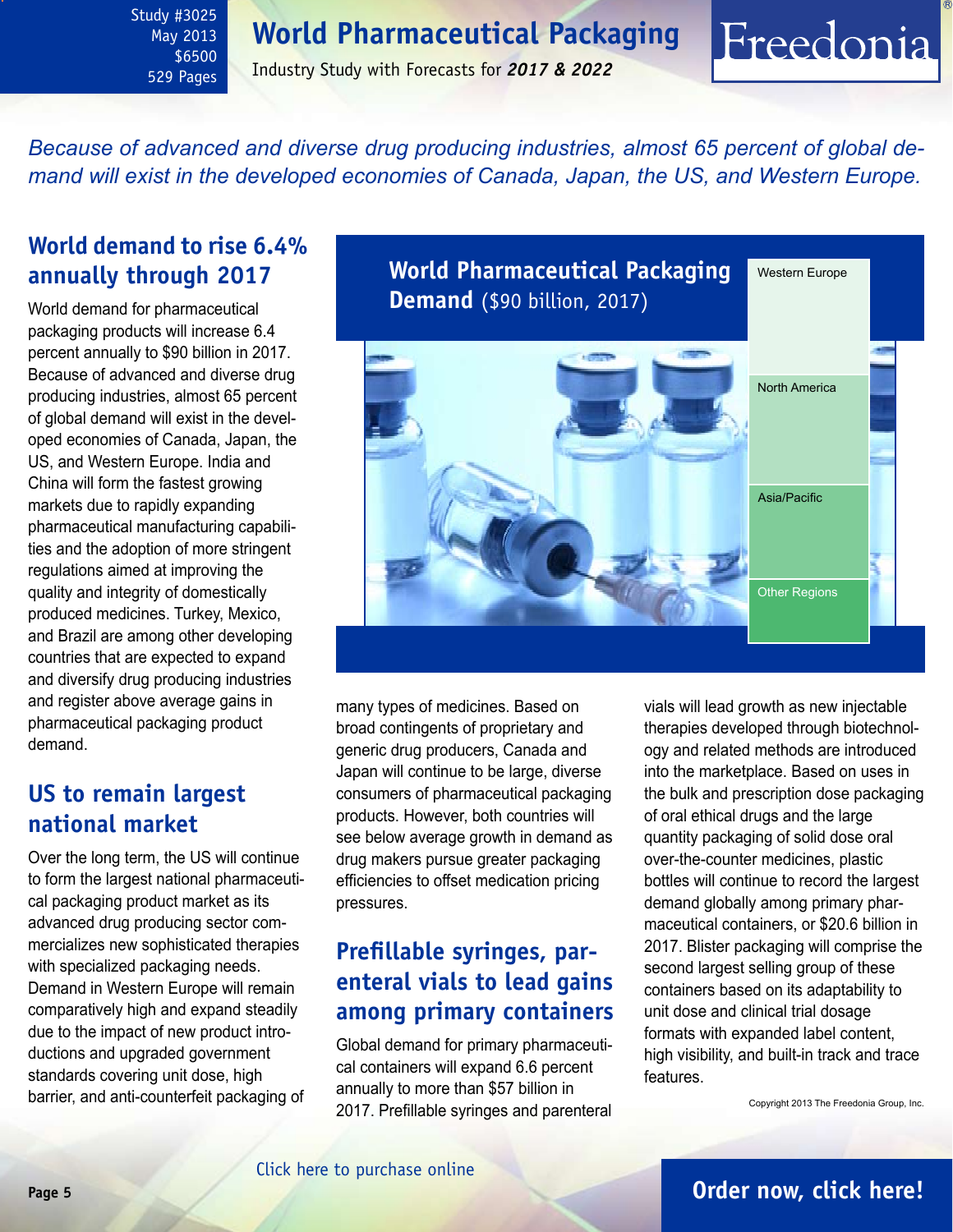Study #3025
May 2013
$6500
529 Pages

# World Pharmaceutical Packaging

Industry Study with Forecasts for ***2017 & 2022***

*Because of advanced and diverse drug producing industries, almost 65 percent of global demand will exist in the developed economies of Canada, Japan, the US, and Western Europe.*

## World demand to rise 6.4% annually through 2017

World demand for pharmaceutical packaging products will increase 6.4 percent annually to $90 billion in 2017. Because of advanced and diverse drug producing industries, almost 65 percent of global demand will exist in the developed economies of Canada, Japan, the US, and Western Europe. India and China will form the fastest growing markets due to rapidly expanding pharmaceutical manufacturing capabilities and the adoption of more stringent regulations aimed at improving the quality and integrity of domestically produced medicines. Turkey, Mexico, and Brazil are among other developing countries that are expected to expand and diversify drug producing industries and register above average gains in pharmaceutical packaging product demand.

**World Pharmaceutical Packaging Demand** ($90 billion, 2017)

- Western Europe
- North America
- Asia/Pacific
- Other Regions

## US to remain largest national market

Over the long term, the US will continue to form the largest national pharmaceutical packaging product market as its advanced drug producing sector commercializes new sophisticated therapies with specialized packaging needs. Demand in Western Europe will remain comparatively high and expand steadily due to the impact of new product introductions and upgraded government standards covering unit dose, high barrier, and anti-counterfeit packaging of many types of medicines. Based on broad contingents of proprietary and generic drug producers, Canada and Japan will continue to be large, diverse consumers of pharmaceutical packaging products. However, both countries will see below average growth in demand as drug makers pursue greater packaging efficiencies to offset medication pricing pressures.

## Prefillable syringes, parenteral vials to lead gains among primary containers

Global demand for primary pharmaceutical containers will expand 6.6 percent annually to more than $57 billion in 2017. Prefillable syringes and parenteral vials will lead growth as new injectable therapies developed through biotechnology and related methods are introduced into the marketplace. Based on uses in the bulk and prescription dose packaging of oral ethical drugs and the large quantity packaging of solid dose oral over-the-counter medicines, plastic bottles will continue to record the largest demand globally among primary pharmaceutical containers, or $20.6 billion in 2017. Blister packaging will comprise the second largest selling group of these containers based on its adaptability to unit dose and clinical trial dosage formats with expanded label content, high visibility, and built-in track and trace features.

Copyright 2013 The Freedonia Group, Inc.

Click here to purchase online

**Order now, click here!**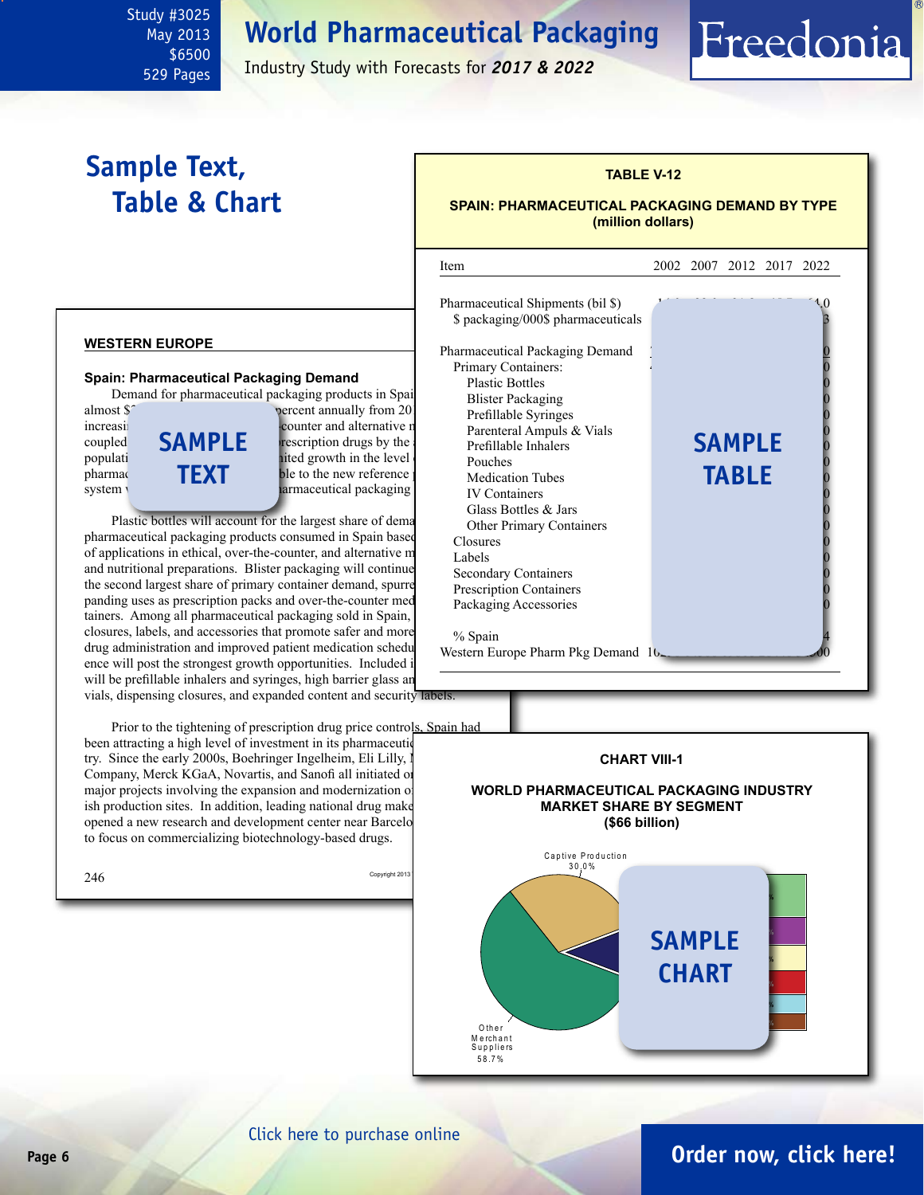Study #3025
May 2013
$6500
529 Pages

# World Pharmaceutical Packaging

Industry Study with Forecasts for ***2017 & 2022***

## Sample Text, Table & Chart

**TABLE V-12**

**SPAIN: PHARMACEUTICAL PACKAGING DEMAND BY TYPE (million dollars)**

| Item | 2002 | 2007 | 2012 | 2017 | 2022 |
|---|---|---|---|---|---|
| Pharmaceutical Shipments (bil $) | | | | | .0 |
| $ packaging/000$ pharmaceuticals | | | | | 3 |
| | | | | | |
| Pharmaceutical Packaging Demand | | | | | 0 |
| Primary Containers: | | | | | 0 |
| Plastic Bottles | | | | | 0 |
| Blister Packaging | | | | | 0 |
| Prefillable Syringes | | | | | 0 |
| Parenteral Ampuls & Vials | | | | | 0 |
| Prefillable Inhalers | | | | | 0 |
| Pouches | | | | | 0 |
| Medication Tubes | | | | | 0 |
| IV Containers | | | | | 0 |
| Glass Bottles & Jars | | | | | 0 |
| Other Primary Containers | | | | | 0 |
| Closures | | | | | 0 |
| Labels | | | | | 0 |
| Secondary Containers | | | | | 0 |
| Prescription Containers | | | | | 0 |
| Packaging Accessories | | | | | 0 |
| | | | | | |
| % Spain | | | | | 4 |
| Western Europe Pharm Pkg Demand | | | | | 00 |

SAMPLE TABLE

### WESTERN EUROPE

**Spain: Pharmaceutical Packaging Demand**

Demand for pharmaceutical packaging products in Spai... almost $... percent annually from 20... increasi... counter and alternative m... coupled ... prescription drugs by the ... populati... nited growth in the level ... pharmac... ble to the new reference p... system ... armaceutical packaging

SAMPLE TEXT

Plastic bottles will account for the largest share of dema... pharmaceutical packaging products consumed in Spain based of applications in ethical, over-the-counter, and alternative m... and nutritional preparations. Blister packaging will continue the second largest share of primary container demand, spurre... panding uses as prescription packs and over-the-counter med... tainers. Among all pharmaceutical packaging sold in Spain, closures, labels, and accessories that promote safer and more drug administration and improved patient medication schedu... ence will post the strongest growth opportunities. Included i... will be prefillable inhalers and syringes, high barrier glass an... vials, dispensing closures, and expanded content and security labels.

Prior to the tightening of prescription drug price controls, Spain had been attracting a high level of investment in its pharmaceutic... try. Since the early 2000s, Boehringer Ingelheim, Eli Lilly, ... Company, Merck KGaA, Novartis, and Sanofi all initiated o... major projects involving the expansion and modernization o... ish production sites. In addition, leading national drug make... opened a new research and development center near Barcelo... to focus on commercializing biotechnology-based drugs.

**CHART VIII-1**

**WORLD PHARMACEUTICAL PACKAGING INDUSTRY MARKET SHARE BY SEGMENT ($66 billion)**

Captive Production 30.0%

Other Merchant Suppliers 58.7%

SAMPLE CHART

Click here to purchase online

**Order now, click here!**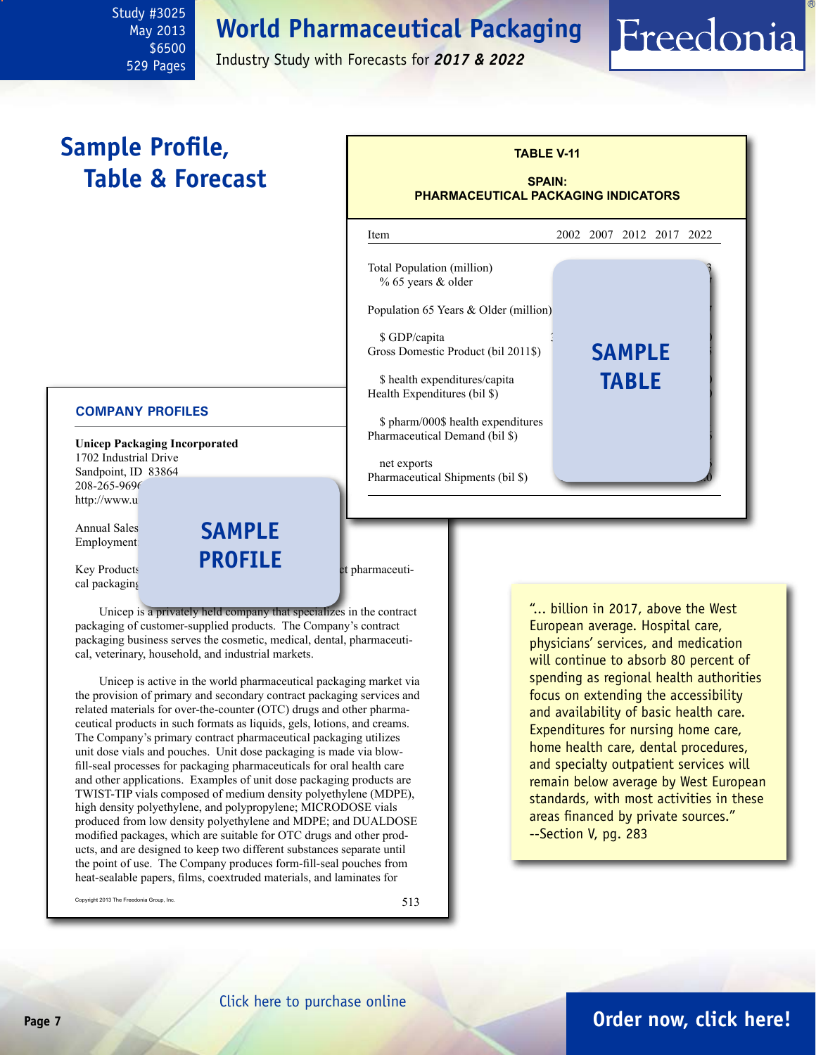# Sample Profile, Table & Forecast

**TABLE V-11**

**SPAIN: PHARMACEUTICAL PACKAGING INDICATORS**

| Item | 2002 | 2007 | 2012 | 2017 | 2022 |
|---|---|---|---|---|---|
| Total Population (million) | | | | | |
| % 65 years & older | | | | | |
| Population 65 Years & Older (million) | | | | | |
| $ GDP/capita | | | | | |
| Gross Domestic Product (bil 2011$) | | | | | |
| $ health expenditures/capita | | | | | |
| Health Expenditures (bil $) | | | | | |
| $ pharm/000$ health expenditures | | | | | |
| Pharmaceutical Demand (bil $) | | | | | |
| net exports | | | | | |
| Pharmaceutical Shipments (bil $) | | | | | |

SAMPLE TABLE

### COMPANY PROFILES

**Unicep Packaging Incorporated**
1702 Industrial Drive
Sandpoint, ID 83864
208-265-9696
http://www.u

Annual Sales
Employment

Key Products ... t pharmaceutical packaging

SAMPLE PROFILE

Unicep is a privately held company that specializes in the contract packaging of customer-supplied products. The Company's contract packaging business serves the cosmetic, medical, dental, pharmaceutical, veterinary, household, and industrial markets.

Unicep is active in the world pharmaceutical packaging market via the provision of primary and secondary contract packaging services and related materials for over-the-counter (OTC) drugs and other pharmaceutical products in such formats as liquids, gels, lotions, and creams. The Company's primary contract pharmaceutical packaging utilizes unit dose vials and pouches. Unit dose packaging is made via blow-fill-seal processes for packaging pharmaceuticals for oral health care and other applications. Examples of unit dose packaging products are TWIST-TIP vials composed of medium density polyethylene (MDPE), high density polyethylene, and polypropylene; MICRODOSE vials produced from low density polyethylene and MDPE; and DUALDOSE modified packages, which are suitable for OTC drugs and other products, and are designed to keep two different substances separate until the point of use. The Company produces form-fill-seal pouches from heat-sealable papers, films, coextruded materials, and laminates for

Copyright 2013 The Freedonia Group, Inc.

"... billion in 2017, above the West European average. Hospital care, physicians' services, and medication will continue to absorb 80 percent of spending as regional health authorities focus on extending the accessibility and availability of basic health care. Expenditures for nursing home care, home health care, dental procedures, and specialty outpatient services will remain below average by West European standards, with most activities in these areas financed by private sources."
--Section V, pg. 283

Click here to purchase online

**Order now, click here!**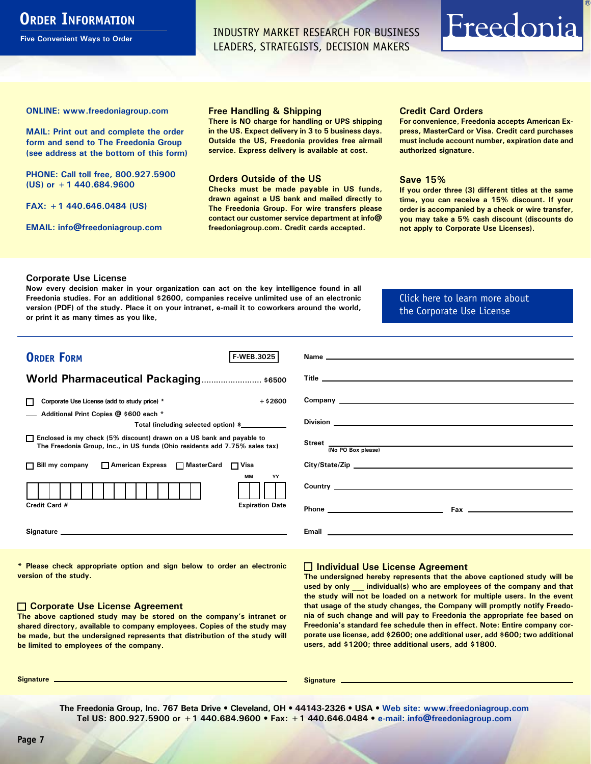# Order Information

**Five Convenient Ways to Order**

INDUSTRY MARKET RESEARCH FOR BUSINESS LEADERS, STRATEGISTS, DECISION MAKERS

Freedonia®

**ONLINE: www.freedoniagroup.com**

**MAIL: Print out and complete the order form and send to The Freedonia Group (see address at the bottom of this form)**

**PHONE: Call toll free, 800.927.5900 (US) or +1 440.684.9600**

**FAX: +1 440.646.0484 (US)**

**EMAIL: info@freedoniagroup.com**

### Free Handling & Shipping

There is NO charge for handling or UPS shipping in the US. Expect delivery in 3 to 5 business days. Outside the US, Freedonia provides free airmail service. Express delivery is available at cost.

### Orders Outside of the US

Checks must be made payable in US funds, drawn against a US bank and mailed directly to The Freedonia Group. For wire transfers please contact our customer service department at info@freedoniagroup.com. Credit cards accepted.

### Credit Card Orders

For convenience, Freedonia accepts American Express, MasterCard or Visa. Credit card purchases must include account number, expiration date and authorized signature.

### Save 15%

If you order three (3) different titles at the same time, you can receive a 15% discount. If your order is accompanied by a check or wire transfer, you may take a 5% cash discount (discounts do not apply to Corporate Use Licenses).

### Corporate Use License

Now every decision maker in your organization can act on the key intelligence found in all Freedonia studies. For an additional $2600, companies receive unlimited use of an electronic version (PDF) of the study. Place it on your intranet, e-mail it to coworkers around the world, or print it as many times as you like,

Click here to learn more about the Corporate Use License

## Order Form

F-WEB.3025

**World Pharmaceutical Packaging** ........................ $6500

☐ Corporate Use License (add to study price) * +$2600

___ Additional Print Copies @ $600 each *

Total (including selected option) $___________

☐ Enclosed is my check (5% discount) drawn on a US bank and payable to The Freedonia Group, Inc., in US funds (Ohio residents add 7.75% sales tax)

☐ Bill my company ☐ American Express ☐ MasterCard ☐ Visa

Credit Card # ____________________ Expiration Date MM ___ YY ___

Signature ____________________

Name ____________________

Title ____________________

Company ____________________

Division ____________________

Street ____________________ (No PO Box please)

City/State/Zip ____________________

Country ____________________

Phone ____________________ Fax ____________________

Email ____________________

\* Please check appropriate option and sign below to order an electronic version of the study.

### ☐ Corporate Use License Agreement

The above captioned study may be stored on the company's intranet or shared directory, available to company employees. Copies of the study may be made, but the undersigned represents that distribution of the study will be limited to employees of the company.

Signature ____________________

### ☐ Individual Use License Agreement

The undersigned hereby represents that the above captioned study will be used by only ___ individual(s) who are employees of the company and that the study will not be loaded on a network for multiple users. In the event that usage of the study changes, the Company will promptly notify Freedonia of such change and will pay to Freedonia the appropriate fee based on Freedonia's standard fee schedule then in effect. Note: Entire company corporate use license, add $2600; one additional user, add $600; two additional users, add $1200; three additional users, add $1800.

Signature ____________________

The Freedonia Group, Inc. 767 Beta Drive • Cleveland, OH • 44143-2326 • USA • Web site: www.freedoniagroup.com
Tel US: 800.927.5900 or +1 440.684.9600 • Fax: +1 440.646.0484 • e-mail: info@freedoniagroup.com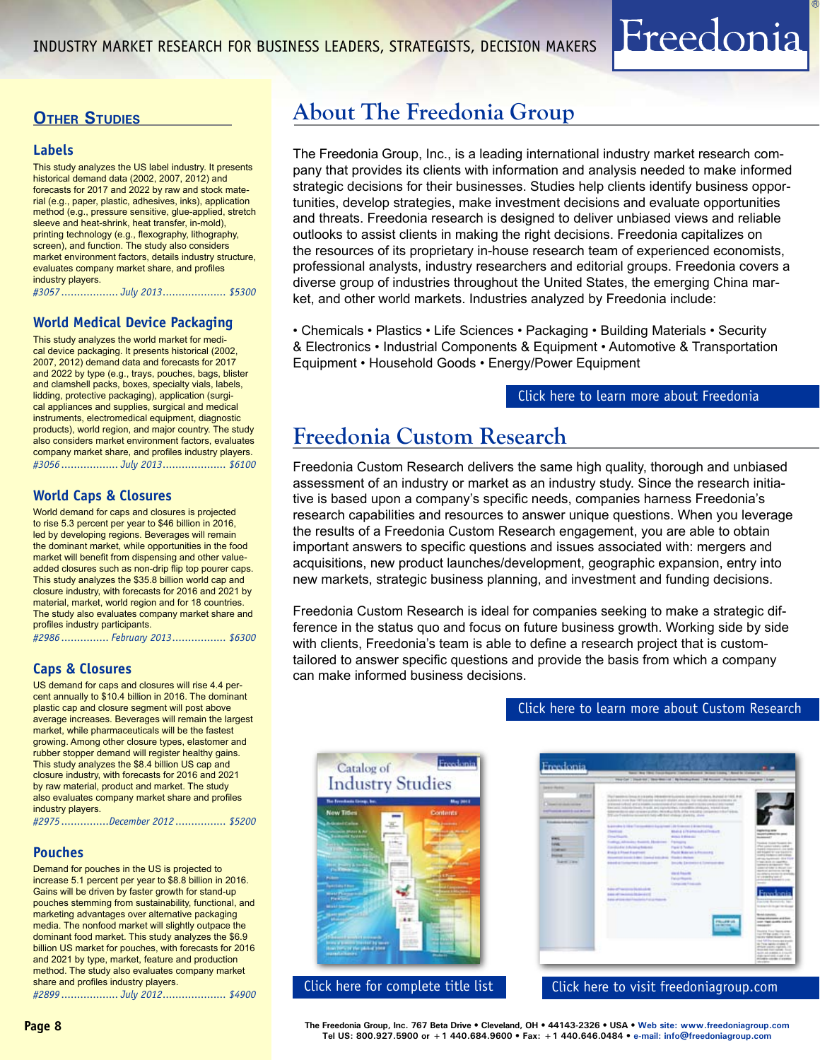INDUSTRY MARKET RESEARCH FOR BUSINESS LEADERS, STRATEGISTS, DECISION MAKERS

## OTHER STUDIES

### Labels

This study analyzes the US label industry. It presents historical demand data (2002, 2007, 2012) and forecasts for 2017 and 2022 by raw and stock material (e.g., paper, plastic, adhesives, inks), application method (e.g., pressure sensitive, glue-applied, stretch sleeve and heat-shrink, heat transfer, in-mold), printing technology (e.g., flexography, lithography, screen), and function. The study also considers market environment factors, details industry structure, evaluates company market share, and profiles industry players.

*#3057 .................. July 2013 .................... $5300*

### World Medical Device Packaging

This study analyzes the world market for medical device packaging. It presents historical (2002, 2007, 2012) demand data and forecasts for 2017 and 2022 by type (e.g., trays, pouches, bags, blister and clamshell packs, boxes, specialty vials, labels, lidding, protective packaging), application (surgical appliances and supplies, surgical and medical instruments, electromedical equipment, diagnostic products), world region, and major country. The study also considers market environment factors, evaluates company market share, and profiles industry players.

*#3056 .................. July 2013 .................... $6100*

### World Caps & Closures

World demand for caps and closures is projected to rise 5.3 percent per year to $46 billion in 2016, led by developing regions. Beverages will remain the dominant market, while opportunities in the food market will benefit from dispensing and other value-added closures such as non-drip flip top pourer caps. This study analyzes the $35.8 billion world cap and closure industry, with forecasts for 2016 and 2021 by material, market, world region and for 18 countries. The study also evaluates company market share and profiles industry participants.

*#2986 ............... February 2013 ................. $6300*

### Caps & Closures

US demand for caps and closures will rise 4.4 percent annually to $10.4 billion in 2016. The dominant plastic cap and closure segment will post above average increases. Beverages will remain the largest market, while pharmaceuticals will be the fastest growing. Among other closure types, elastomer and rubber stopper demand will register healthy gains. This study analyzes the $8.4 billion US cap and closure industry, with forecasts for 2016 and 2021 by raw material, product and market. The study also evaluates company market share and profiles industry players.

*#2975 ...............December 2012 ................ $5200*

### Pouches

Demand for pouches in the US is projected to increase 5.1 percent per year to $8.8 billion in 2016. Gains will be driven by faster growth for stand-up pouches stemming from sustainability, functional, and marketing advantages over alternative packaging media. The nonfood market will slightly outpace the dominant food market. This study analyzes the $6.9 billion US market for pouches, with forecasts for 2016 and 2021 by type, market, feature and production method. The study also evaluates company market share and profiles industry players.

*#2899 .................. July 2012 .................... $4900*

## About The Freedonia Group

The Freedonia Group, Inc., is a leading international industry market research company that provides its clients with information and analysis needed to make informed strategic decisions for their businesses. Studies help clients identify business opportunities, develop strategies, make investment decisions and evaluate opportunities and threats. Freedonia research is designed to deliver unbiased views and reliable outlooks to assist clients in making the right decisions. Freedonia capitalizes on the resources of its proprietary in-house research team of experienced economists, professional analysts, industry researchers and editorial groups. Freedonia covers a diverse group of industries throughout the United States, the emerging China market, and other world markets. Industries analyzed by Freedonia include:

• Chemicals • Plastics • Life Sciences • Packaging • Building Materials • Security & Electronics • Industrial Components & Equipment • Automotive & Transportation Equipment • Household Goods • Energy/Power Equipment

Click here to learn more about Freedonia

## Freedonia Custom Research

Freedonia Custom Research delivers the same high quality, thorough and unbiased assessment of an industry or market as an industry study. Since the research initiative is based upon a company's specific needs, companies harness Freedonia's research capabilities and resources to answer unique questions. When you leverage the results of a Freedonia Custom Research engagement, you are able to obtain important answers to specific questions and issues associated with: mergers and acquisitions, new product launches/development, geographic expansion, entry into new markets, strategic business planning, and investment and funding decisions.

Freedonia Custom Research is ideal for companies seeking to make a strategic difference in the status quo and focus on future business growth. Working side by side with clients, Freedonia's team is able to define a research project that is custom-tailored to answer specific questions and provide the basis from which a company can make informed business decisions.

Click here to learn more about Custom Research

Click here for complete title list

Click here to visit freedoniagroup.com

**The Freedonia Group, Inc. 767 Beta Drive • Cleveland, OH • 44143-2326 • USA • Web site: www.freedoniagroup.com**
**Tel US: 800.927.5900 or +1 440.684.9600 • Fax: +1 440.646.0484 • e-mail: info@freedoniagroup.com**